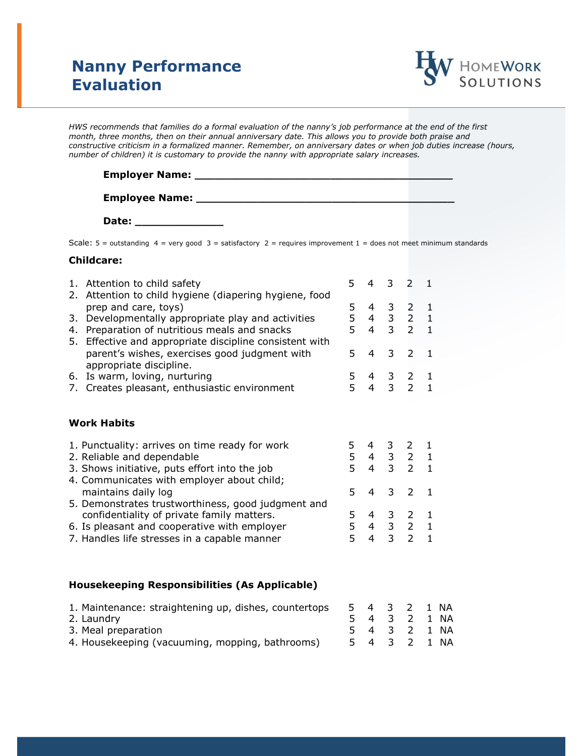# Nanny Performance Evaluation

HomeWork Solutions

*HWS recommends that families do a formal evaluation of the nanny's job performance at the end of the first month, three months, then on their annual anniversary date. This allows you to provide both praise and constructive criticism in a formalized manner. Remember, on anniversary dates or when job duties increase (hours, number of children) it is customary to provide the nanny with appropriate salary increases.*

**Employer Name:** ________________________________________

**Employee Name:** ________________________________________

**Date:** ______________

Scale: 5 = outstanding 4 = very good 3 = satisfactory 2 = requires improvement 1 = does not meet minimum standards

**Childcare:**

| | | | | | |
|---|---|---|---|---|---|
| 1. Attention to child safety | 5 | 4 | 3 | 2 | 1 |
| 2. Attention to child hygiene (diapering hygiene, food prep and care, toys) | 5 | 4 | 3 | 2 | 1 |
| 3. Developmentally appropriate play and activities | 5 | 4 | 3 | 2 | 1 |
| 4. Preparation of nutritious meals and snacks | 5 | 4 | 3 | 2 | 1 |
| 5. Effective and appropriate discipline consistent with parent's wishes, exercises good judgment with appropriate discipline. | 5 | 4 | 3 | 2 | 1 |
| 6. Is warm, loving, nurturing | 5 | 4 | 3 | 2 | 1 |
| 7. Creates pleasant, enthusiastic environment | 5 | 4 | 3 | 2 | 1 |

**Work Habits**

| | | | | | |
|---|---|---|---|---|---|
| 1. Punctuality: arrives on time ready for work | 5 | 4 | 3 | 2 | 1 |
| 2. Reliable and dependable | 5 | 4 | 3 | 2 | 1 |
| 3. Shows initiative, puts effort into the job | 5 | 4 | 3 | 2 | 1 |
| 4. Communicates with employer about child; maintains daily log | 5 | 4 | 3 | 2 | 1 |
| 5. Demonstrates trustworthiness, good judgment and confidentiality of private family matters. | 5 | 4 | 3 | 2 | 1 |
| 6. Is pleasant and cooperative with employer | 5 | 4 | 3 | 2 | 1 |
| 7. Handles life stresses in a capable manner | 5 | 4 | 3 | 2 | 1 |

**Housekeeping Responsibilities (As Applicable)**

| | | | | | | |
|---|---|---|---|---|---|---|
| 1. Maintenance: straightening up, dishes, countertops | 5 | 4 | 3 | 2 | 1 | NA |
| 2. Laundry | 5 | 4 | 3 | 2 | 1 | NA |
| 3. Meal preparation | 5 | 4 | 3 | 2 | 1 | NA |
| 4. Housekeeping (vacuuming, mopping, bathrooms) | 5 | 4 | 3 | 2 | 1 | NA |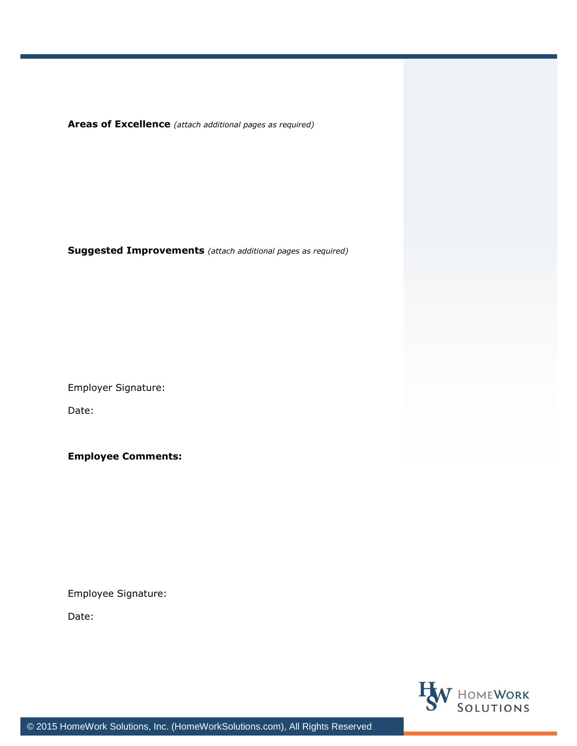**Areas of Excellence** *(attach additional pages as required)*

**Suggested Improvements** *(attach additional pages as required)*

Employer Signature:

Date:

**Employee Comments:**

Employee Signature:

Date:

© 2015 HomeWork Solutions, Inc. (HomeWorkSolutions.com), All Rights Reserved